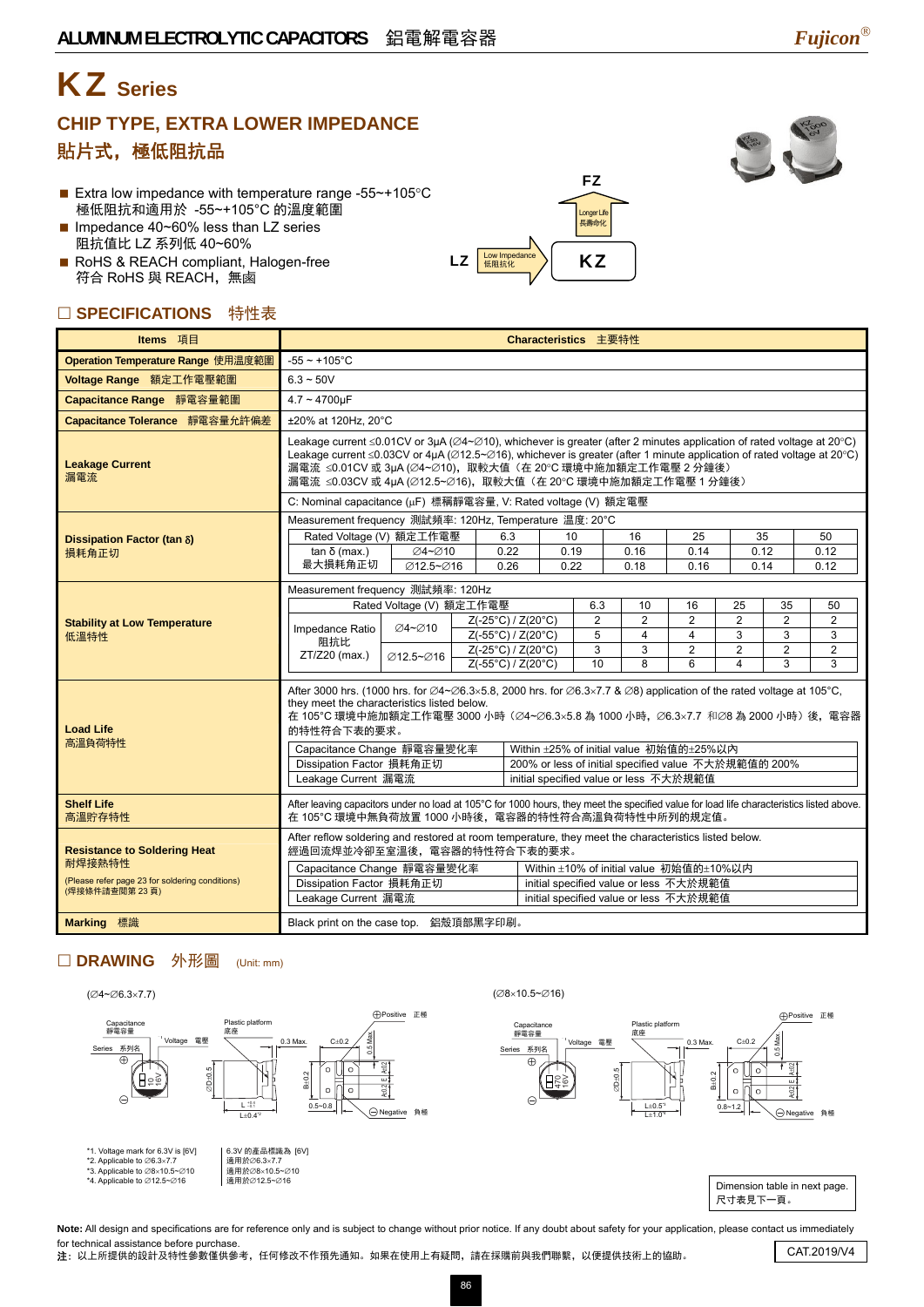# KZ Series

## CHIP TYPE, EXTRA LOWER IMPEDANCE
## 貼片式，極低阻抗品

- Extra low impedance with temperature range -55~+105°C
  極低阻抗和適用於 -55~+105°C 的溫度範圍
- Impedance 40~60% less than LZ series
  阻抗值比 LZ 系列低 40~60%
- RoHS & REACH compliant, Halogen-free
  符合 RoHS 與 REACH，無鹵

FZ — Longer Life 長壽命化 — KZ
LZ — Low Impedance 低阻抗化 — KZ

## ☐ SPECIFICATIONS 特性表

| Items 項目 | Characteristics 主要特性 |
|---|---|
| **Operation Temperature Range** 使用溫度範圍 | -55 ~ +105°C |
| **Voltage Range** 額定工作電壓範圍 | 6.3 ~ 50V |
| **Capacitance Range** 靜電容量範圍 | 4.7 ~ 4700µF |
| **Capacitance Tolerance** 靜電容量允許偏差 | ±20% at 120Hz, 20°C |
| **Leakage Current** 漏電流 | Leakage current ≤0.01CV or 3µA (∅4~∅10), whichever is greater (after 2 minutes application of rated voltage at 20°C)<br>Leakage current ≤0.03CV or 4µA (∅12.5~∅16), whichever is greater (after 1 minute application of rated voltage at 20°C)<br>漏電流 ≤0.01CV 或 3µA (∅4~∅10)，取較大值（在 20°C 環境中施加額定工作電壓 2 分鐘後）<br>漏電流 ≤0.03CV 或 4µA (∅12.5~∅16)，取較大值（在 20°C 環境中施加額定工作電壓 1 分鐘後）<br>C: Nominal capacitance (µF) 標稱靜電容量, V: Rated voltage (V) 額定電壓 |
| **Dissipation Factor (tan δ)** 損耗角正切 | Measurement frequency 測試頻率: 120Hz, Temperature 溫度: 20°C (see table below) |
| **Stability at Low Temperature** 低溫特性 | Measurement frequency 測試頻率: 120Hz (see table below) |
| **Load Life** 高溫負荷特性 | After 3000 hrs. (1000 hrs. for ∅4~∅6.3×5.8, 2000 hrs. for ∅6.3×7.7 & ∅8) application of the rated voltage at 105°C, they meet the characteristics listed below.<br>在 105°C 環境中施加額定工作電壓 3000 小時（∅4~∅6.3×5.8 為 1000 小時，∅6.3×7.7 和∅8 為 2000 小時）後，電容器的特性符合下表的要求。<br>Capacitance Change 靜電容量變化率: Within ±25% of initial value 初始值的±25%以內<br>Dissipation Factor 損耗角正切: 200% or less of initial specified value 不大於規範值的 200%<br>Leakage Current 漏電流: initial specified value or less 不大於規範值 |
| **Shelf Life** 高溫貯存特性 | After leaving capacitors under no load at 105°C for 1000 hours, they meet the specified value for load life characteristics listed above.<br>在 105°C 環境中無負荷放置 1000 小時後，電容器的特性符合高溫負荷特性中所列的規定值。 |
| **Resistance to Soldering Heat** 耐焊接熱特性<br>(Please refer page 23 for soldering conditions)<br>(焊接條件請查閱第 23 頁) | After reflow soldering and restored at room temperature, they meet the characteristics listed below.<br>經過回流焊並冷卻至室溫後，電容器的特性符合下表的要求。<br>Capacitance Change 靜電容量變化率: Within ±10% of initial value 初始值的±10%以內<br>Dissipation Factor 損耗角正切: initial specified value or less 不大於規範值<br>Leakage Current 漏電流: initial specified value or less 不大於規範值 |
| **Marking** 標識 | Black print on the case top. 鋁殼頂部黑字印刷。 |

**Dissipation Factor (tan δ)**

| Rated Voltage (V) 額定工作電壓 | | 6.3 | 10 | 16 | 25 | 35 | 50 |
|---|---|---|---|---|---|---|---|
| tan δ (max.) 最大損耗角正切 | ∅4~∅10 | 0.22 | 0.19 | 0.16 | 0.14 | 0.12 | 0.12 |
| | ∅12.5~∅16 | 0.26 | 0.22 | 0.18 | 0.16 | 0.14 | 0.12 |

**Stability at Low Temperature**

| Rated Voltage (V) 額定工作電壓 | | | 6.3 | 10 | 16 | 25 | 35 | 50 |
|---|---|---|---|---|---|---|---|---|
| Impedance Ratio 阻抗比 ZT/Z20 (max.) | ∅4~∅10 | Z(-25°C) / Z(20°C) | 2 | 2 | 2 | 2 | 2 | 2 |
| | | Z(-55°C) / Z(20°C) | 5 | 4 | 4 | 3 | 3 | 3 |
| | ∅12.5~∅16 | Z(-25°C) / Z(20°C) | 3 | 3 | 2 | 2 | 2 | 2 |
| | | Z(-55°C) / Z(20°C) | 10 | 8 | 6 | 4 | 3 | 3 |

## ☐ DRAWING 外形圖 (Unit: mm)

(∅4~∅6.3×7.7) — (∅8×10.5~∅16)

Labels: Capacitance 靜電容量, Series 系列名, Voltage 電壓, Plastic platform 底座, Positive 正極, Negative 負極, ∅D±0.5, L±0.5 / L±0.4, B±0.2, C±0.2, A±0.2, E±0.2, 0.3 Max., 0.5 Max., 0.5~0.8, 0.8~1.2

*1. Voltage mark for 6.3V is [6V] — 6.3V 的產品標識為 [6V]
*2. Applicable to ∅6.3×7.7 — 適用於∅6.3×7.7
*3. Applicable to ∅8×10.5~∅10 — 適用於∅8×10.5~∅10
*4. Applicable to ∅12.5~∅16 — 適用於∅12.5~∅16

Dimension table in next page.
尺寸表見下一頁。

**Note:** All design and specifications are for reference only and is subject to change without prior notice. If any doubt about safety for your application, please contact us immediately for technical assistance before purchase.
**注：** 以上所提供的設計及特性參數僅供參考，任何修改不作預先通知。如果在使用上有疑問，請在採購前與我們聯繫，以便提供技術上的協助。

CAT.2019/V4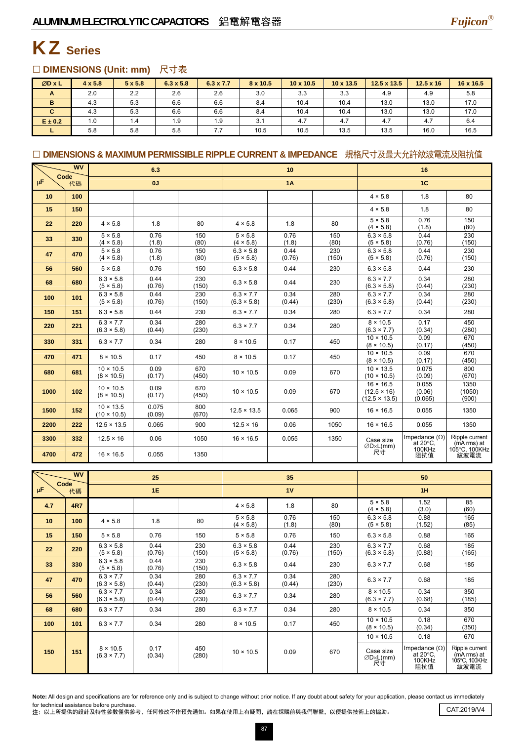# KZ Series

## □ DIMENSIONS (Unit: mm) 尺寸表

| ØD x L | 4 x 5.8 | 5 x 5.8 | 6.3 x 5.8 | 6.3 x 7.7 | 8 x 10.5 | 10 x 10.5 | 10 x 13.5 | 12.5 x 13.5 | 12.5 x 16 | 16 x 16.5 |
|---|---|---|---|---|---|---|---|---|---|---|
| A | 2.0 | 2.2 | 2.6 | 2.6 | 3.0 | 3.3 | 3.3 | 4.9 | 4.9 | 5.8 |
| B | 4.3 | 5.3 | 6.6 | 6.6 | 8.4 | 10.4 | 10.4 | 13.0 | 13.0 | 17.0 |
| C | 4.3 | 5.3 | 6.6 | 6.6 | 8.4 | 10.4 | 10.4 | 13.0 | 13.0 | 17.0 |
| E ± 0.2 | 1.0 | 1.4 | 1.9 | 1.9 | 3.1 | 4.7 | 4.7 | 4.7 | 4.7 | 6.4 |
| L | 5.8 | 5.8 | 5.8 | 7.7 | 10.5 | 10.5 | 13.5 | 13.5 | 16.0 | 16.5 |

## □ DIMENSIONS & MAXIMUM PERMISSIBLE RIPPLE CURRENT & IMPEDANCE 規格尺寸及最大允許紋波電流及阻抗值

| µF \ WV | Code 代碼 | 6.3 | | | 10 | | | 16 | | |
|---|---|---|---|---|---|---|---|---|---|---|
| | | 0J | | | 1A | | | 1C | | |
| 10 | 100 | | | | | | | 4 × 5.8 | 1.8 | 80 |
| 15 | 150 | | | | | | | 4 × 5.8 | 1.8 | 80 |
| 22 | 220 | 4 × 5.8 | 1.8 | 80 | 4 × 5.8 | 1.8 | 80 | 5 × 5.8 (4 × 5.8) | 0.76 (1.8) | 150 (80) |
| 33 | 330 | 5 × 5.8 (4 × 5.8) | 0.76 (1.8) | 150 (80) | 5 × 5.8 (4 × 5.8) | 0.76 (1.8) | 150 (80) | 6.3 × 5.8 (5 × 5.8) | 0.44 (0.76) | 230 (150) |
| 47 | 470 | 5 × 5.8 (4 × 5.8) | 0.76 (1.8) | 150 (80) | 6.3 × 5.8 (5 × 5.8) | 0.44 (0.76) | 230 (150) | 6.3 × 5.8 (5 × 5.8) | 0.44 (0.76) | 230 (150) |
| 56 | 560 | 5 × 5.8 | 0.76 | 150 | 6.3 × 5.8 | 0.44 | 230 | 6.3 × 5.8 | 0.44 | 230 |
| 68 | 680 | 6.3 × 5.8 (5 × 5.8) | 0.44 (0.76) | 230 (150) | 6.3 × 5.8 | 0.44 | 230 | 6.3 × 7.7 (6.3 × 5.8) | 0.34 (0.44) | 280 (230) |
| 100 | 101 | 6.3 × 5.8 (5 × 5.8) | 0.44 (0.76) | 230 (150) | 6.3 × 7.7 (6.3 × 5.8) | 0.34 (0.44) | 280 (230) | 6.3 × 7.7 (6.3 × 5.8) | 0.34 (0.44) | 280 (230) |
| 150 | 151 | 6.3 × 5.8 | 0.44 | 230 | 6.3 × 7.7 | 0.34 | 280 | 6.3 × 7.7 | 0.34 | 280 |
| 220 | 221 | 6.3 × 7.7 (6.3 × 5.8) | 0.34 (0.44) | 280 (230) | 6.3 × 7.7 | 0.34 | 280 | 8 × 10.5 (6.3 × 7.7) | 0.17 (0.34) | 450 (280) |
| 330 | 331 | 6.3 × 7.7 | 0.34 | 280 | 8 × 10.5 | 0.17 | 450 | 10 × 10.5 (8 × 10.5) | 0.09 (0.17) | 670 (450) |
| 470 | 471 | 8 × 10.5 | 0.17 | 450 | 8 × 10.5 | 0.17 | 450 | 10 × 10.5 (8 × 10.5) | 0.09 (0.17) | 670 (450) |
| 680 | 681 | 10 × 10.5 (8 × 10.5) | 0.09 (0.17) | 670 (450) | 10 × 10.5 | 0.09 | 670 | 10 × 13.5 (10 × 10.5) | 0.075 (0.09) | 800 (670) |
| 1000 | 102 | 10 × 10.5 (8 × 10.5) | 0.09 (0.17) | 670 (450) | 10 × 10.5 | 0.09 | 670 | 16 × 16.5 (12.5 × 16) (12.5 × 13.5) | 0.055 (0.06) (0.065) | 1350 (1050) (900) |
| 1500 | 152 | 10 × 13.5 (10 × 10.5) | 0.075 (0.09) | 800 (670) | 12.5 × 13.5 | 0.065 | 900 | 16 × 16.5 | 0.055 | 1350 |
| 2200 | 222 | 12.5 × 13.5 | 0.065 | 900 | 12.5 × 16 | 0.06 | 1050 | 16 × 16.5 | 0.055 | 1350 |
| 3300 | 332 | 12.5 × 16 | 0.06 | 1050 | 16 × 16.5 | 0.055 | 1350 | Case size ∅D×L(mm) 尺寸 | Impedance (Ω) at 20°C, 100KHz 阻抗值 | Ripple current (mA rms) at 105°C, 100KHz 紋波電流 |
| 4700 | 472 | 16 × 16.5 | 0.055 | 1350 | | | | | | |

| µF \ WV | Code 代碼 | 25 | | | 35 | | | 50 | | |
|---|---|---|---|---|---|---|---|---|---|---|
| | | 1E | | | 1V | | | 1H | | |
| 4.7 | 4R7 | | | | 4 × 5.8 | 1.8 | 80 | 5 × 5.8 (4 × 5.8) | 1.52 (3.0) | 85 (60) |
| 10 | 100 | 4 × 5.8 | 1.8 | 80 | 5 × 5.8 (4 × 5.8) | 0.76 (1.8) | 150 (80) | 6.3 × 5.8 (5 × 5.8) | 0.88 (1.52) | 165 (85) |
| 15 | 150 | 5 × 5.8 | 0.76 | 150 | 5 × 5.8 | 0.76 | 150 | 6.3 × 5.8 | 0.88 | 165 |
| 22 | 220 | 6.3 × 5.8 (5 × 5.8) | 0.44 (0.76) | 230 (150) | 6.3 × 5.8 (5 × 5.8) | 0.44 (0.76) | 230 (150) | 6.3 × 7.7 (6.3 × 5.8) | 0.68 (0.88) | 185 (165) |
| 33 | 330 | 6.3 × 5.8 (5 × 5.8) | 0.44 (0.76) | 230 (150) | 6.3 × 5.8 | 0.44 | 230 | 6.3 × 7.7 | 0.68 | 185 |
| 47 | 470 | 6.3 × 7.7 (6.3 × 5.8) | 0.34 (0.44) | 280 (230) | 6.3 × 7.7 (6.3 × 5.8) | 0.34 (0.44) | 280 (230) | 6.3 × 7.7 | 0.68 | 185 |
| 56 | 560 | 6.3 × 7.7 (6.3 × 5.8) | 0.34 (0.44) | 280 (230) | 6.3 × 7.7 | 0.34 | 280 | 8 × 10.5 (6.3 × 7.7) | 0.34 (0.68) | 350 (185) |
| 68 | 680 | 6.3 × 7.7 | 0.34 | 280 | 6.3 × 7.7 | 0.34 | 280 | 8 × 10.5 | 0.34 | 350 |
| 100 | 101 | 6.3 × 7.7 | 0.34 | 280 | 8 × 10.5 | 0.17 | 450 | 10 × 10.5 (8 × 10.5) | 0.18 (0.34) | 670 (350) |
| 150 | 151 | 8 × 10.5 (6.3 × 7.7) | 0.17 (0.34) | 450 (280) | 10 × 10.5 | 0.09 | 670 | 10 × 10.5 | 0.18 | 670 |
| | | | | | | | | Case size ∅D×L(mm) 尺寸 | Impedance (Ω) at 20°C, 100KHz 阻抗值 | Ripple current (mA rms) at 105°C, 100KHz 紋波電流 |

**Note:** All design and specifications are for reference only and is subject to change without prior notice. If any doubt about safety for your application, please contact us immediately for technical assistance before purchase.
注：以上所提供的設計及特性參數僅供參考，任何修改不作預先通知。如果在使用上有疑問，請在採購前與我們聯繫，以便提供技術上的協助。

CAT.2019/V4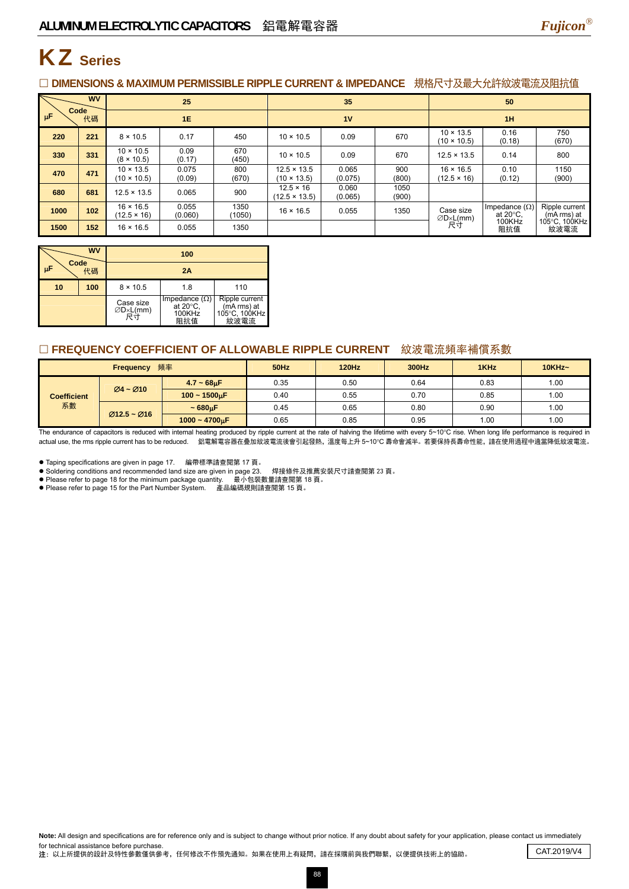# KZ Series

## □ DIMENSIONS & MAXIMUM PERMISSIBLE RIPPLE CURRENT & IMPEDANCE 規格尺寸及最大允許紋波電流及阻抗值

| μF \ WV | Code 代碼 | 25 | | | 35 | | | 50 | | |
|---|---|---|---|---|---|---|---|---|---|---|
| | | 1E | | | 1V | | | 1H | | |
| 220 | 221 | 8 × 10.5 | 0.17 | 450 | 10 × 10.5 | 0.09 | 670 | 10 × 13.5 (10 × 10.5) | 0.16 (0.18) | 750 (670) |
| 330 | 331 | 10 × 10.5 (8 × 10.5) | 0.09 (0.17) | 670 (450) | 10 × 10.5 | 0.09 | 670 | 12.5 × 13.5 | 0.14 | 800 |
| 470 | 471 | 10 × 13.5 (10 × 10.5) | 0.075 (0.09) | 800 (670) | 12.5 × 13.5 (10 × 13.5) | 0.065 (0.075) | 900 (800) | 16 × 16.5 (12.5 × 16) | 0.10 (0.12) | 1150 (900) |
| 680 | 681 | 12.5 × 13.5 | 0.065 | 900 | 12.5 × 16 (12.5 × 13.5) | 0.060 (0.065) | 1050 (900) | | | |
| 1000 | 102 | 16 × 16.5 (12.5 × 16) | 0.055 (0.060) | 1350 (1050) | 16 × 16.5 | 0.055 | 1350 | Case size ∅D×L(mm) 尺寸 | Impedance (Ω) at 20°C, 100KHz 阻抗值 | Ripple current (mA rms) at 105°C, 100KHz 紋波電流 |
| 1500 | 152 | 16 × 16.5 | 0.055 | 1350 | | | | | | |

| μF \ WV | Code 代碼 | 100 | | |
|---|---|---|---|---|
| | | 2A | | |
| 10 | 100 | 8 × 10.5 | 1.8 | 110 |
| | | Case size ∅D×L(mm) 尺寸 | Impedance (Ω) at 20°C, 100KHz 阻抗值 | Ripple current (mA rms) at 105°C, 100KHz 紋波電流 |

## □ FREQUENCY COEFFICIENT OF ALLOWABLE RIPPLE CURRENT 紋波電流頻率補償系數

| Frequency 頻率 | | | 50Hz | 120Hz | 300Hz | 1KHz | 10KHz~ |
|---|---|---|---|---|---|---|---|
| Coefficient 系數 | ∅4 ~ ∅10 | 4.7 ~ 68μF | 0.35 | 0.50 | 0.64 | 0.83 | 1.00 |
| | | 100 ~ 1500μF | 0.40 | 0.55 | 0.70 | 0.85 | 1.00 |
| | ∅12.5 ~ ∅16 | ~ 680μF | 0.45 | 0.65 | 0.80 | 0.90 | 1.00 |
| | | 1000 ~ 4700μF | 0.65 | 0.85 | 0.95 | 1.00 | 1.00 |

The endurance of capacitors is reduced with internal heating produced by ripple current at the rate of halving the lifetime with every 5~10°C rise. When long life performance is required in actual use, the rms ripple current has to be reduced. 鋁電解電容器在疊加紋波電流後會引起發熱，溫度每上升 5~10°C 壽命會減半。若要保持長壽命性能，請在使用過程中適當降低紋波電流。

- Taping specifications are given in page 17. 編帶標準請查閱第 17 頁。
- Soldering conditions and recommended land size are given in page 23. 焊接條件及推薦安裝尺寸請查閱第 23 頁。
- Please refer to page 18 for the minimum package quantity. 最小包裝數量請查閱第 18 頁。
- Please refer to page 15 for the Part Number System. 產品編碼規則請查閱第 15 頁。

**Note:** All design and specifications are for reference only and is subject to change without prior notice. If any doubt about safety for your application, please contact us immediately for technical assistance before purchase.
**注**：以上所提供的設計及特性參數僅供參考，任何修改不作預先通知。如果在使用上有疑問，請在採購前與我們聯繫，以便提供技術上的協助。

CAT.2019/V4